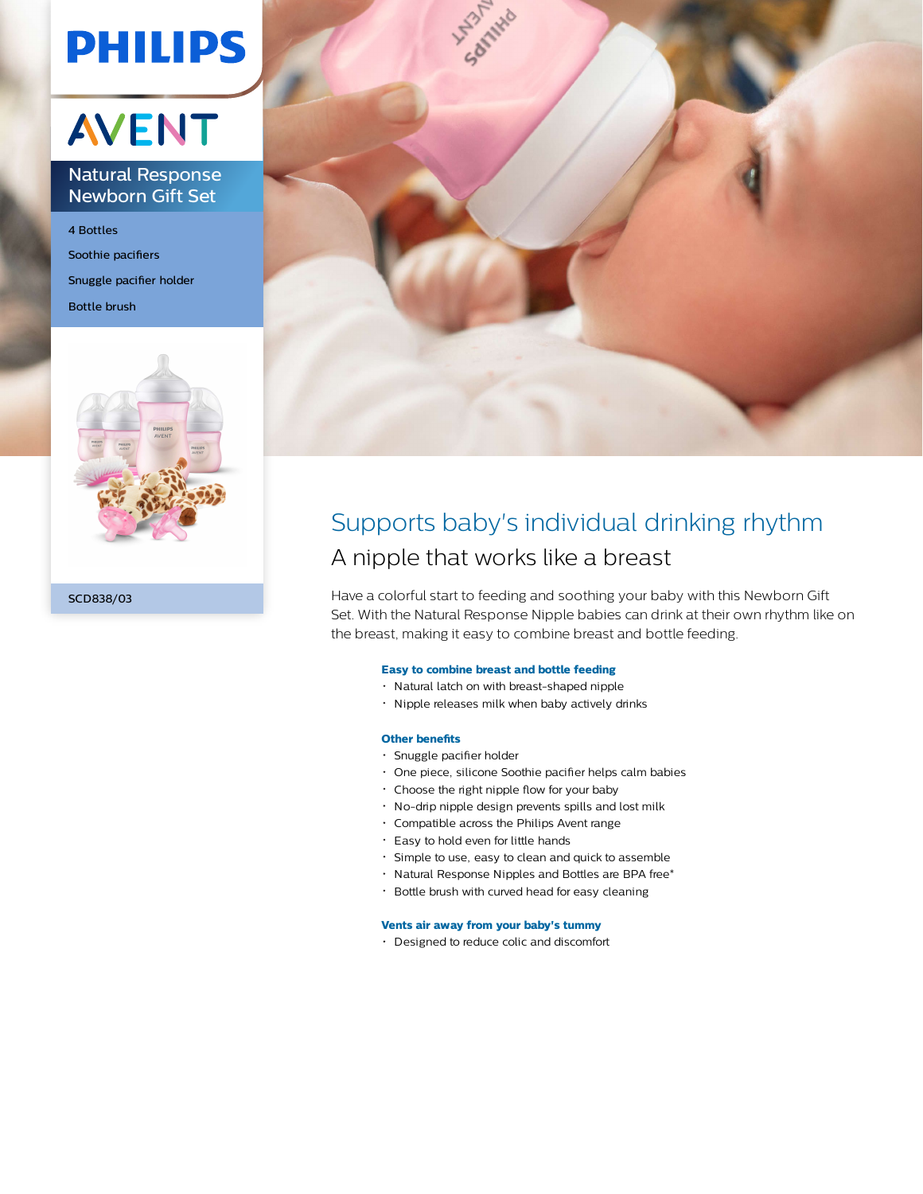PHILIPS

AVENT

## Natural Response Newborn Gift Set

4 Bottles

Soothie pacifiers

Snuggle pacifier holder

Bottle brush

SCD838/03

# Supports baby's individual drinking rhythm

## A nipple that works like a breast

Have a colorful start to feeding and soothing your baby with this Newborn Gift Set. With the Natural Response Nipple babies can drink at their own rhythm like on the breast, making it easy to combine breast and bottle feeding.

**Easy to combine breast and bottle feeding**

- Natural latch on with breast-shaped nipple
- Nipple releases milk when baby actively drinks

**Other benefits**

- Snuggle pacifier holder
- One piece, silicone Soothie pacifier helps calm babies
- Choose the right nipple flow for your baby
- No-drip nipple design prevents spills and lost milk
- Compatible across the Philips Avent range
- Easy to hold even for little hands
- Simple to use, easy to clean and quick to assemble
- Natural Response Nipples and Bottles are BPA free*
- Bottle brush with curved head for easy cleaning

**Vents air away from your baby's tummy**

- Designed to reduce colic and discomfort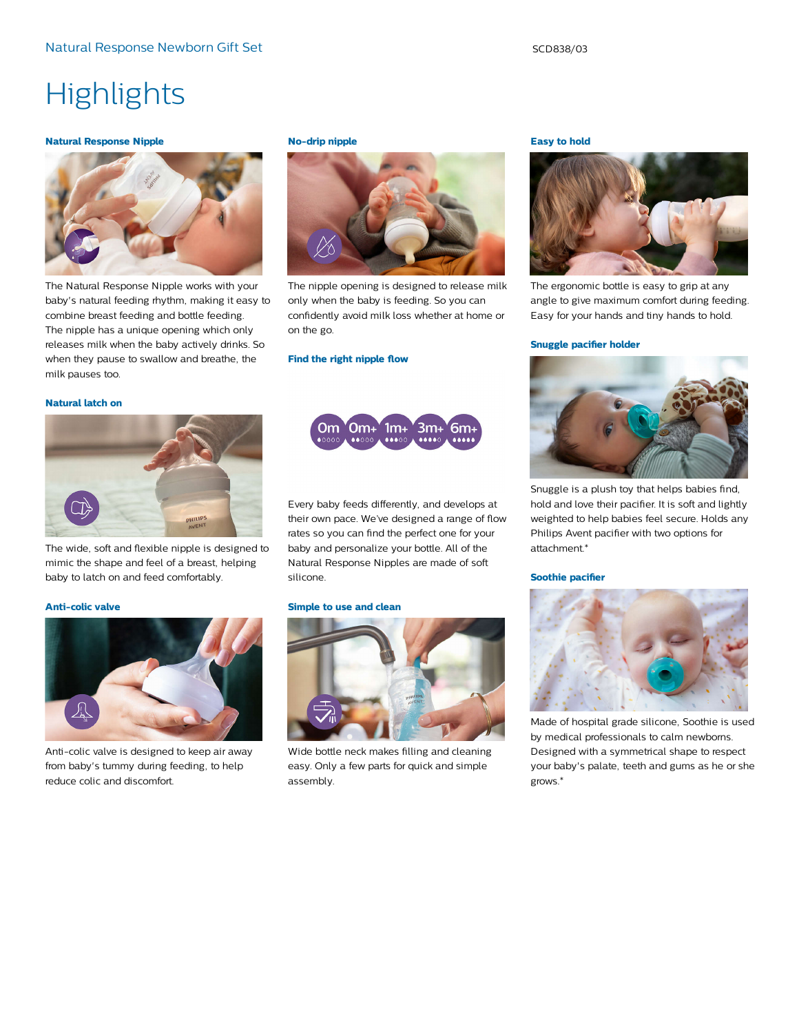Natural Response Newborn Gift Set

SCD838/03

# Highlights

### Natural Response Nipple

The Natural Response Nipple works with your baby's natural feeding rhythm, making it easy to combine breast feeding and bottle feeding. The nipple has a unique opening which only releases milk when the baby actively drinks. So when they pause to swallow and breathe, the milk pauses too.

### Natural latch on

The wide, soft and flexible nipple is designed to mimic the shape and feel of a breast, helping baby to latch on and feed comfortably.

### Anti-colic valve

Anti-colic valve is designed to keep air away from baby's tummy during feeding, to help reduce colic and discomfort.

### No-drip nipple

The nipple opening is designed to release milk only when the baby is feeding. So you can confidently avoid milk loss whether at home or on the go.

### Find the right nipple flow

0m 0m+ 1m+ 3m+ 6m+

Every baby feeds differently, and develops at their own pace. We've designed a range of flow rates so you can find the perfect one for your baby and personalize your bottle. All of the Natural Response Nipples are made of soft silicone.

### Simple to use and clean

Wide bottle neck makes filling and cleaning easy. Only a few parts for quick and simple assembly.

### Easy to hold

The ergonomic bottle is easy to grip at any angle to give maximum comfort during feeding. Easy for your hands and tiny hands to hold.

### Snuggle pacifier holder

Snuggle is a plush toy that helps babies find, hold and love their pacifier. It is soft and lightly weighted to help babies feel secure. Holds any Philips Avent pacifier with two options for attachment.*

### Soothie pacifier

Made of hospital grade silicone, Soothie is used by medical professionals to calm newborns. Designed with a symmetrical shape to respect your baby's palate, teeth and gums as he or she grows.*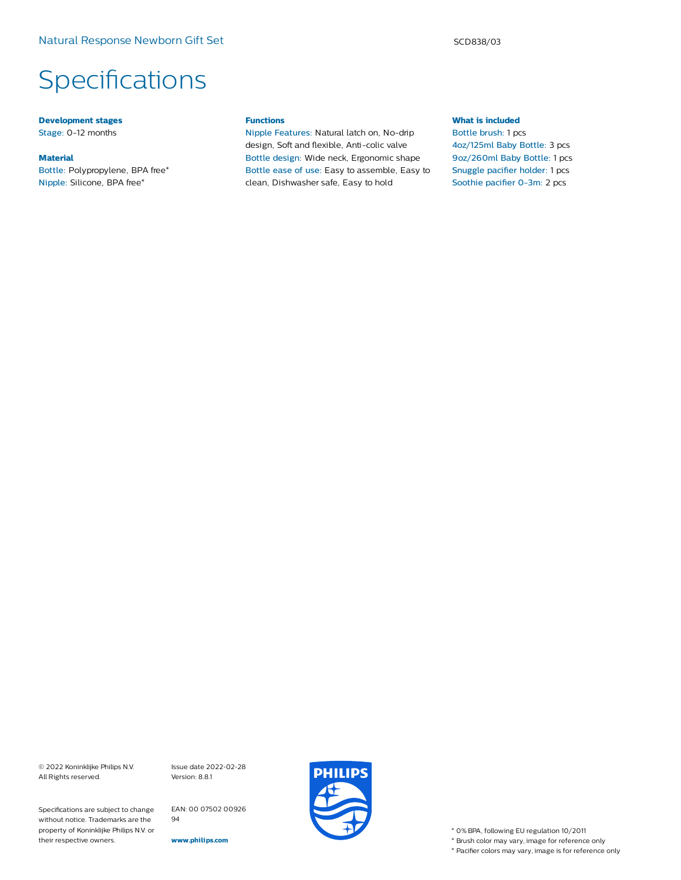# Specifications

### Development stages

Stage: 0-12 months

### Material

Bottle: Polypropylene, BPA free*

Nipple: Silicone, BPA free*

### Functions

Nipple Features: Natural latch on, No-drip design, Soft and flexible, Anti-colic valve

Bottle design: Wide neck, Ergonomic shape

Bottle ease of use: Easy to assemble, Easy to clean, Dishwasher safe, Easy to hold

### What is included

Bottle brush: 1 pcs

4oz/125ml Baby Bottle: 3 pcs

9oz/260ml Baby Bottle: 1 pcs

Snuggle pacifier holder: 1 pcs

Soothie pacifier 0-3m: 2 pcs

© 2022 Koninklijke Philips N.V.
All Rights reserved.

Specifications are subject to change without notice. Trademarks are the property of Koninklijke Philips N.V. or their respective owners.

Issue date 2022-02-28
Version: 8.8.1

EAN: 00 07502 00926 94

**www.philips.com**

\* 0% BPA, following EU regulation 10/2011

\* Brush color may vary, image for reference only

\* Pacifier colors may vary, image is for reference only